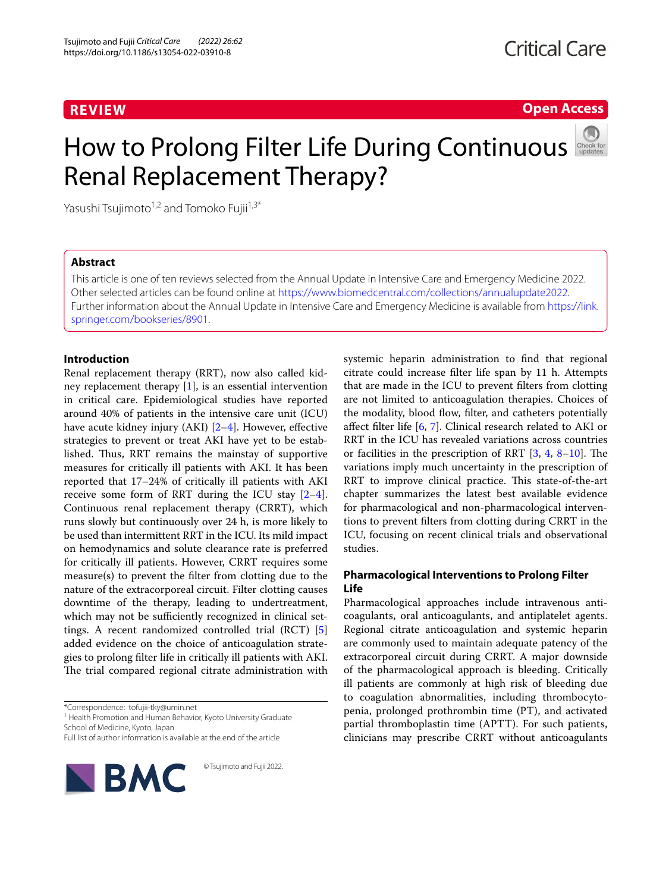REVIEW

Open Access

# How to Prolong Filter Life During Continuous Renal Replacement Therapy?

Yasushi Tsujimoto[1,2] and Tomoko Fujii[1,3*]

## Abstract

This article is one of ten reviews selected from the Annual Update in Intensive Care and Emergency Medicine 2022. Other selected articles can be found online at https://www.biomedcentral.com/collections/annualupdate2022. Further information about the Annual Update in Intensive Care and Emergency Medicine is available from https://link.springer.com/bookseries/8901.

## Introduction

Renal replacement therapy (RRT), now also called kidney replacement therapy [1], is an essential intervention in critical care. Epidemiological studies have reported around 40% of patients in the intensive care unit (ICU) have acute kidney injury (AKI) [2–4]. However, effective strategies to prevent or treat AKI have yet to be established. Thus, RRT remains the mainstay of supportive measures for critically ill patients with AKI. It has been reported that 17–24% of critically ill patients with AKI receive some form of RRT during the ICU stay [2–4]. Continuous renal replacement therapy (CRRT), which runs slowly but continuously over 24 h, is more likely to be used than intermittent RRT in the ICU. Its mild impact on hemodynamics and solute clearance rate is preferred for critically ill patients. However, CRRT requires some measure(s) to prevent the filter from clotting due to the nature of the extracorporeal circuit. Filter clotting causes downtime of the therapy, leading to undertreatment, which may not be sufficiently recognized in clinical settings. A recent randomized controlled trial (RCT) [5] added evidence on the choice of anticoagulation strategies to prolong filter life in critically ill patients with AKI. The trial compared regional citrate administration with systemic heparin administration to find that regional citrate could increase filter life span by 11 h. Attempts that are made in the ICU to prevent filters from clotting are not limited to anticoagulation therapies. Choices of the modality, blood flow, filter, and catheters potentially affect filter life [6, 7]. Clinical research related to AKI or RRT in the ICU has revealed variations across countries or facilities in the prescription of RRT [3, 4, 8–10]. The variations imply much uncertainty in the prescription of RRT to improve clinical practice. This state-of-the-art chapter summarizes the latest best available evidence for pharmacological and non-pharmacological interventions to prevent filters from clotting during CRRT in the ICU, focusing on recent clinical trials and observational studies.

## Pharmacological Interventions to Prolong Filter Life

Pharmacological approaches include intravenous anticoagulants, oral anticoagulants, and antiplatelet agents. Regional citrate anticoagulation and systemic heparin are commonly used to maintain adequate patency of the extracorporeal circuit during CRRT. A major downside of the pharmacological approach is bleeding. Critically ill patients are commonly at high risk of bleeding due to coagulation abnormalities, including thrombocytopenia, prolonged prothrombin time (PT), and activated partial thromboplastin time (APTT). For such patients, clinicians may prescribe CRRT without anticoagulants

*Correspondence: tofujii-tky@umin.net

[1] Health Promotion and Human Behavior, Kyoto University Graduate School of Medicine, Kyoto, Japan

Full list of author information is available at the end of the article

© Tsujimoto and Fujii 2022.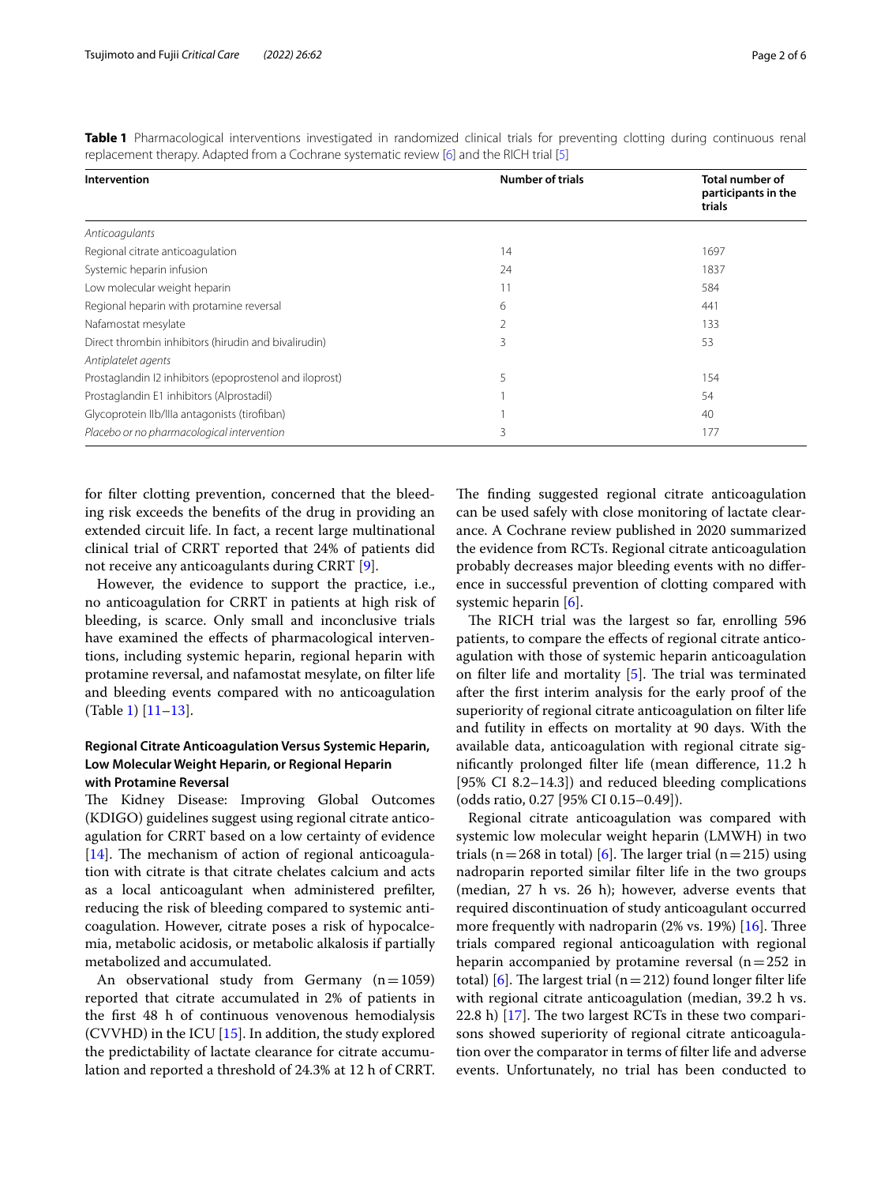**Table 1** Pharmacological interventions investigated in randomized clinical trials for preventing clotting during continuous renal replacement therapy. Adapted from a Cochrane systematic review [6] and the RICH trial [5]

| Intervention | Number of trials | Total number of participants in the trials |
|---|---|---|
| *Anticoagulants* | | |
| Regional citrate anticoagulation | 14 | 1697 |
| Systemic heparin infusion | 24 | 1837 |
| Low molecular weight heparin | 11 | 584 |
| Regional heparin with protamine reversal | 6 | 441 |
| Nafamostat mesylate | 2 | 133 |
| Direct thrombin inhibitors (hirudin and bivalirudin) | 3 | 53 |
| *Antiplatelet agents* | | |
| Prostaglandin I2 inhibitors (epoprostenol and iloprost) | 5 | 154 |
| Prostaglandin E1 inhibitors (Alprostadil) | 1 | 54 |
| Glycoprotein IIb/IIIa antagonists (tirofiban) | 1 | 40 |
| *Placebo or no pharmacological intervention* | 3 | 177 |

for filter clotting prevention, concerned that the bleeding risk exceeds the benefits of the drug in providing an extended circuit life. In fact, a recent large multinational clinical trial of CRRT reported that 24% of patients did not receive any anticoagulants during CRRT [9].

However, the evidence to support the practice, i.e., no anticoagulation for CRRT in patients at high risk of bleeding, is scarce. Only small and inconclusive trials have examined the effects of pharmacological interventions, including systemic heparin, regional heparin with protamine reversal, and nafamostat mesylate, on filter life and bleeding events compared with no anticoagulation (Table 1) [11–13].

### Regional Citrate Anticoagulation Versus Systemic Heparin, Low Molecular Weight Heparin, or Regional Heparin with Protamine Reversal

The Kidney Disease: Improving Global Outcomes (KDIGO) guidelines suggest using regional citrate anticoagulation for CRRT based on a low certainty of evidence [14]. The mechanism of action of regional anticoagulation with citrate is that citrate chelates calcium and acts as a local anticoagulant when administered prefilter, reducing the risk of bleeding compared to systemic anticoagulation. However, citrate poses a risk of hypocalcemia, metabolic acidosis, or metabolic alkalosis if partially metabolized and accumulated.

An observational study from Germany (n = 1059) reported that citrate accumulated in 2% of patients in the first 48 h of continuous venovenous hemodialysis (CVVHD) in the ICU [15]. In addition, the study explored the predictability of lactate clearance for citrate accumulation and reported a threshold of 24.3% at 12 h of CRRT. The finding suggested regional citrate anticoagulation can be used safely with close monitoring of lactate clearance. A Cochrane review published in 2020 summarized the evidence from RCTs. Regional citrate anticoagulation probably decreases major bleeding events with no difference in successful prevention of clotting compared with systemic heparin [6].

The RICH trial was the largest so far, enrolling 596 patients, to compare the effects of regional citrate anticoagulation with those of systemic heparin anticoagulation on filter life and mortality [5]. The trial was terminated after the first interim analysis for the early proof of the superiority of regional citrate anticoagulation on filter life and futility in effects on mortality at 90 days. With the available data, anticoagulation with regional citrate significantly prolonged filter life (mean difference, 11.2 h [95% CI 8.2–14.3]) and reduced bleeding complications (odds ratio, 0.27 [95% CI 0.15–0.49]).

Regional citrate anticoagulation was compared with systemic low molecular weight heparin (LMWH) in two trials (n = 268 in total) [6]. The larger trial (n = 215) using nadroparin reported similar filter life in the two groups (median, 27 h vs. 26 h); however, adverse events that required discontinuation of study anticoagulant occurred more frequently with nadroparin (2% vs. 19%) [16]. Three trials compared regional anticoagulation with regional heparin accompanied by protamine reversal (n = 252 in total) [6]. The largest trial (n = 212) found longer filter life with regional citrate anticoagulation (median, 39.2 h vs. 22.8 h) [17]. The two largest RCTs in these two comparisons showed superiority of regional citrate anticoagulation over the comparator in terms of filter life and adverse events. Unfortunately, no trial has been conducted to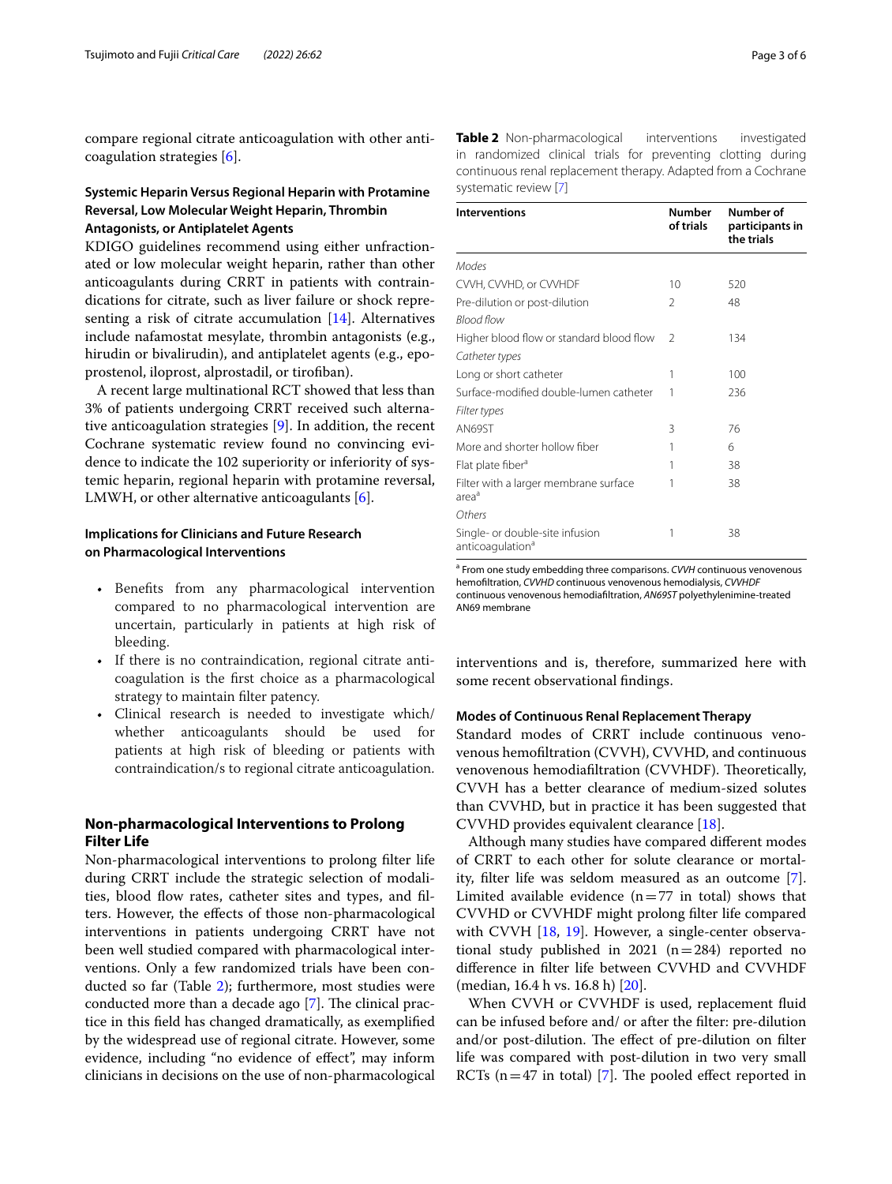compare regional citrate anticoagulation with other anticoagulation strategies [6].

### Systemic Heparin Versus Regional Heparin with Protamine Reversal, Low Molecular Weight Heparin, Thrombin Antagonists, or Antiplatelet Agents

KDIGO guidelines recommend using either unfractionated or low molecular weight heparin, rather than other anticoagulants during CRRT in patients with contraindications for citrate, such as liver failure or shock representing a risk of citrate accumulation [14]. Alternatives include nafamostat mesylate, thrombin antagonists (e.g., hirudin or bivalirudin), and antiplatelet agents (e.g., epoprostenol, iloprost, alprostadil, or tirofiban).

A recent large multinational RCT showed that less than 3% of patients undergoing CRRT received such alternative anticoagulation strategies [9]. In addition, the recent Cochrane systematic review found no convincing evidence to indicate the 102 superiority or inferiority of systemic heparin, regional heparin with protamine reversal, LMWH, or other alternative anticoagulants [6].

### Implications for Clinicians and Future Research on Pharmacological Interventions

- Benefits from any pharmacological intervention compared to no pharmacological intervention are uncertain, particularly in patients at high risk of bleeding.
- If there is no contraindication, regional citrate anticoagulation is the first choice as a pharmacological strategy to maintain filter patency.
- Clinical research is needed to investigate which/whether anticoagulants should be used for patients at high risk of bleeding or patients with contraindication/s to regional citrate anticoagulation.

## Non-pharmacological Interventions to Prolong Filter Life

Non-pharmacological interventions to prolong filter life during CRRT include the strategic selection of modalities, blood flow rates, catheter sites and types, and filters. However, the effects of those non-pharmacological interventions in patients undergoing CRRT have not been well studied compared with pharmacological interventions. Only a few randomized trials have been conducted so far (Table 2); furthermore, most studies were conducted more than a decade ago [7]. The clinical practice in this field has changed dramatically, as exemplified by the widespread use of regional citrate. However, some evidence, including "no evidence of effect", may inform clinicians in decisions on the use of non-pharmacological interventions and is, therefore, summarized here with some recent observational findings.

**Table 2** Non-pharmacological interventions investigated in randomized clinical trials for preventing clotting during continuous renal replacement therapy. Adapted from a Cochrane systematic review [7]

| Interventions | Number of trials | Number of participants in the trials |
|---|---|---|
| *Modes* | | |
| CVVH, CVVHD, or CVVHDF | 10 | 520 |
| Pre-dilution or post-dilution | 2 | 48 |
| *Blood flow* | | |
| Higher blood flow or standard blood flow | 2 | 134 |
| *Catheter types* | | |
| Long or short catheter | 1 | 100 |
| Surface-modified double-lumen catheter | 1 | 236 |
| *Filter types* | | |
| AN69ST | 3 | 76 |
| More and shorter hollow fiber | 1 | 6 |
| Flat plate fiber[a] | 1 | 38 |
| Filter with a larger membrane surface area[a] | 1 | 38 |
| *Others* | | |
| Single- or double-site infusion anticoagulation[a] | 1 | 38 |

[a] From one study embedding three comparisons. *CVVH* continuous venovenous hemofiltration, *CVVHD* continuous venovenous hemodialysis, *CVVHDF* continuous venovenous hemodiafiltration, *AN69ST* polyethylenimine-treated AN69 membrane

### Modes of Continuous Renal Replacement Therapy

Standard modes of CRRT include continuous venovenous hemofiltration (CVVH), CVVHD, and continuous venovenous hemodiafiltration (CVVHDF). Theoretically, CVVH has a better clearance of medium-sized solutes than CVVHD, but in practice it has been suggested that CVVHD provides equivalent clearance [18].

Although many studies have compared different modes of CRRT to each other for solute clearance or mortality, filter life was seldom measured as an outcome [7]. Limited available evidence (n = 77 in total) shows that CVVHD or CVVHDF might prolong filter life compared with CVVH [18, 19]. However, a single-center observational study published in 2021 (n = 284) reported no difference in filter life between CVVHD and CVVHDF (median, 16.4 h vs. 16.8 h) [20].

When CVVH or CVVHDF is used, replacement fluid can be infused before and/ or after the filter: pre-dilution and/or post-dilution. The effect of pre-dilution on filter life was compared with post-dilution in two very small RCTs (n = 47 in total) [7]. The pooled effect reported in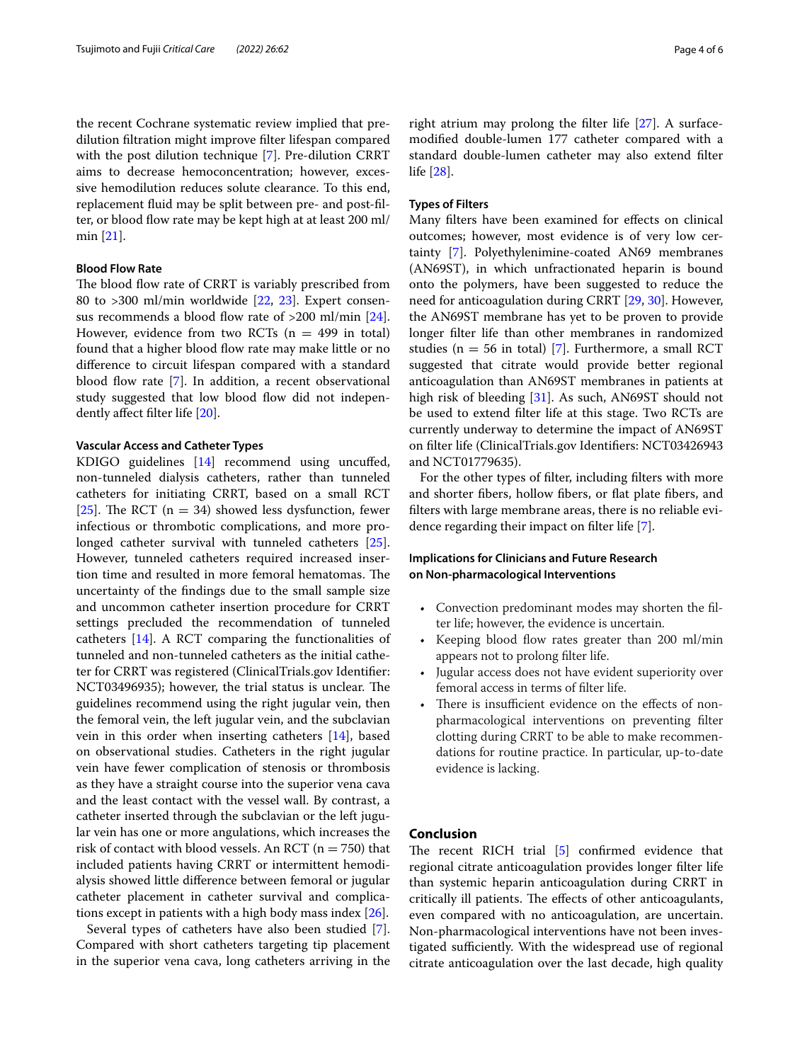the recent Cochrane systematic review implied that pre-dilution filtration might improve filter lifespan compared with the post dilution technique [7]. Pre-dilution CRRT aims to decrease hemoconcentration; however, excessive hemodilution reduces solute clearance. To this end, replacement fluid may be split between pre- and post-filter, or blood flow rate may be kept high at at least 200 ml/min [21].

### Blood Flow Rate

The blood flow rate of CRRT is variably prescribed from 80 to >300 ml/min worldwide [22, 23]. Expert consensus recommends a blood flow rate of >200 ml/min [24]. However, evidence from two RCTs (n = 499 in total) found that a higher blood flow rate may make little or no difference to circuit lifespan compared with a standard blood flow rate [7]. In addition, a recent observational study suggested that low blood flow did not independently affect filter life [20].

### Vascular Access and Catheter Types

KDIGO guidelines [14] recommend using uncuffed, non-tunneled dialysis catheters, rather than tunneled catheters for initiating CRRT, based on a small RCT [25]. The RCT (n = 34) showed less dysfunction, fewer infectious or thrombotic complications, and more prolonged catheter survival with tunneled catheters [25]. However, tunneled catheters required increased insertion time and resulted in more femoral hematomas. The uncertainty of the findings due to the small sample size and uncommon catheter insertion procedure for CRRT settings precluded the recommendation of tunneled catheters [14]. A RCT comparing the functionalities of tunneled and non-tunneled catheters as the initial catheter for CRRT was registered (ClinicalTrials.gov Identifier: NCT03496935); however, the trial status is unclear. The guidelines recommend using the right jugular vein, then the femoral vein, the left jugular vein, and the subclavian vein in this order when inserting catheters [14], based on observational studies. Catheters in the right jugular vein have fewer complication of stenosis or thrombosis as they have a straight course into the superior vena cava and the least contact with the vessel wall. By contrast, a catheter inserted through the subclavian or the left jugular vein has one or more angulations, which increases the risk of contact with blood vessels. An RCT (n = 750) that included patients having CRRT or intermittent hemodialysis showed little difference between femoral or jugular catheter placement in catheter survival and complications except in patients with a high body mass index [26].

Several types of catheters have also been studied [7]. Compared with short catheters targeting tip placement in the superior vena cava, long catheters arriving in the right atrium may prolong the filter life [27]. A surface-modified double-lumen 177 catheter compared with a standard double-lumen catheter may also extend filter life [28].

### Types of Filters

Many filters have been examined for effects on clinical outcomes; however, most evidence is of very low certainty [7]. Polyethylenimine-coated AN69 membranes (AN69ST), in which unfractionated heparin is bound onto the polymers, have been suggested to reduce the need for anticoagulation during CRRT [29, 30]. However, the AN69ST membrane has yet to be proven to provide longer filter life than other membranes in randomized studies (n = 56 in total) [7]. Furthermore, a small RCT suggested that citrate would provide better regional anticoagulation than AN69ST membranes in patients at high risk of bleeding [31]. As such, AN69ST should not be used to extend filter life at this stage. Two RCTs are currently underway to determine the impact of AN69ST on filter life (ClinicalTrials.gov Identifiers: NCT03426943 and NCT01779635).

For the other types of filter, including filters with more and shorter fibers, hollow fibers, or flat plate fibers, and filters with large membrane areas, there is no reliable evidence regarding their impact on filter life [7].

### Implications for Clinicians and Future Research on Non-pharmacological Interventions

- Convection predominant modes may shorten the filter life; however, the evidence is uncertain.
- Keeping blood flow rates greater than 200 ml/min appears not to prolong filter life.
- Jugular access does not have evident superiority over femoral access in terms of filter life.
- There is insufficient evidence on the effects of non-pharmacological interventions on preventing filter clotting during CRRT to be able to make recommendations for routine practice. In particular, up-to-date evidence is lacking.

## Conclusion

The recent RICH trial [5] confirmed evidence that regional citrate anticoagulation provides longer filter life than systemic heparin anticoagulation during CRRT in critically ill patients. The effects of other anticoagulants, even compared with no anticoagulation, are uncertain. Non-pharmacological interventions have not been investigated sufficiently. With the widespread use of regional citrate anticoagulation over the last decade, high quality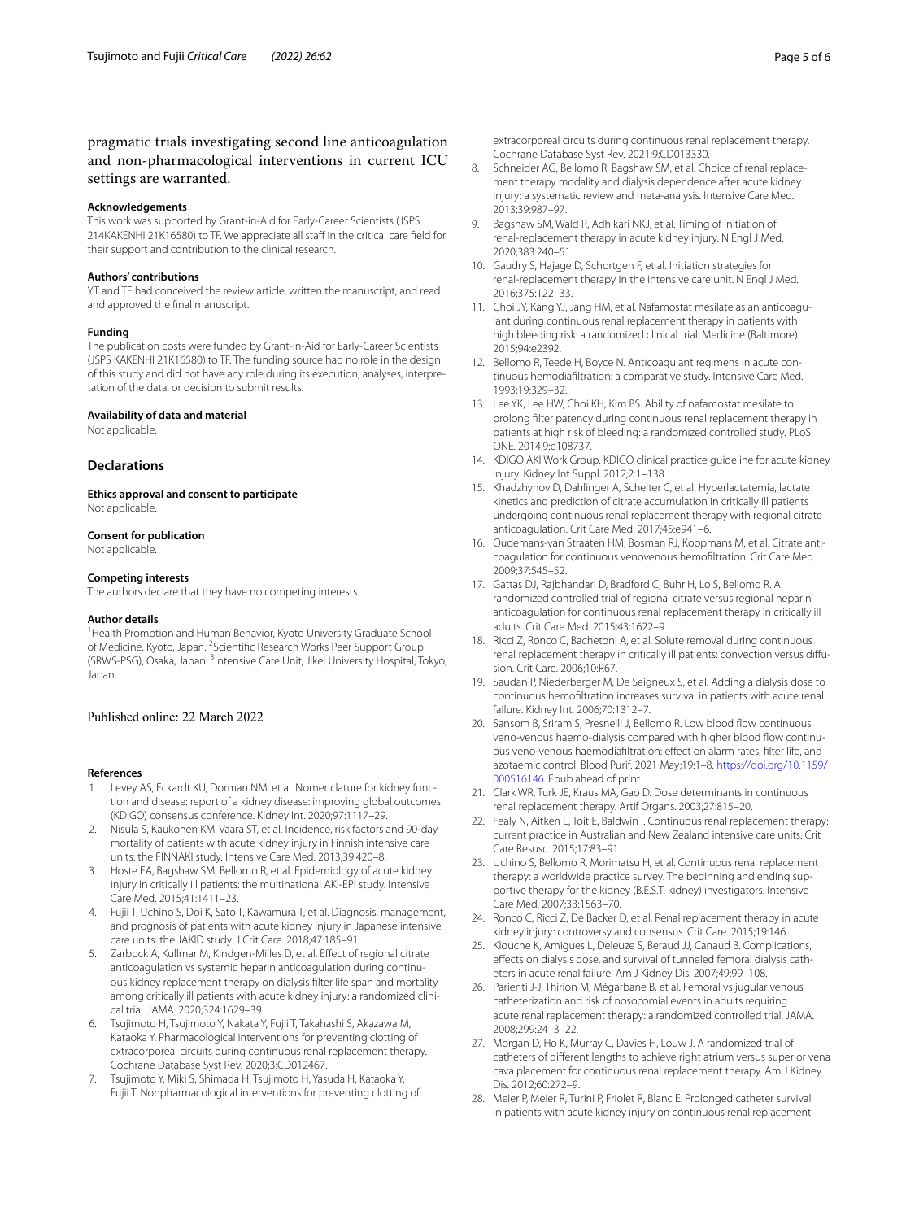pragmatic trials investigating second line anticoagulation and non-pharmacological interventions in current ICU settings are warranted.

**Acknowledgements**

This work was supported by Grant-in-Aid for Early-Career Scientists (JSPS 214KAKENHI 21K16580) to TF. We appreciate all staff in the critical care field for their support and contribution to the clinical research.

**Authors' contributions**

YT and TF had conceived the review article, written the manuscript, and read and approved the final manuscript.

**Funding**

The publication costs were funded by Grant-in-Aid for Early-Career Scientists (JSPS KAKENHI 21K16580) to TF. The funding source had no role in the design of this study and did not have any role during its execution, analyses, interpretation of the data, or decision to submit results.

**Availability of data and material**

Not applicable.

## Declarations

**Ethics approval and consent to participate**

Not applicable.

**Consent for publication**

Not applicable.

**Competing interests**

The authors declare that they have no competing interests.

**Author details**

[1]Health Promotion and Human Behavior, Kyoto University Graduate School of Medicine, Kyoto, Japan. [2]Scientific Research Works Peer Support Group (SRWS-PSG), Osaka, Japan. [3]Intensive Care Unit, Jikei University Hospital, Tokyo, Japan.

Published online: 22 March 2022

**References**

1. Levey AS, Eckardt KU, Dorman NM, et al. Nomenclature for kidney function and disease: report of a kidney disease: improving global outcomes (KDIGO) consensus conference. Kidney Int. 2020;97:1117–29.
2. Nisula S, Kaukonen KM, Vaara ST, et al. Incidence, risk factors and 90-day mortality of patients with acute kidney injury in Finnish intensive care units: the FINNAKI study. Intensive Care Med. 2013;39:420–8.
3. Hoste EA, Bagshaw SM, Bellomo R, et al. Epidemiology of acute kidney injury in critically ill patients: the multinational AKI-EPI study. Intensive Care Med. 2015;41:1411–23.
4. Fujii T, Uchino S, Doi K, Sato T, Kawamura T, et al. Diagnosis, management, and prognosis of patients with acute kidney injury in Japanese intensive care units: the JAKID study. J Crit Care. 2018;47:185–91.
5. Zarbock A, Kullmar M, Kindgen-Milles D, et al. Effect of regional citrate anticoagulation vs systemic heparin anticoagulation during continuous kidney replacement therapy on dialysis filter life span and mortality among critically ill patients with acute kidney injury: a randomized clinical trial. JAMA. 2020;324:1629–39.
6. Tsujimoto H, Tsujimoto Y, Nakata Y, Fujii T, Takahashi S, Akazawa M, Kataoka Y. Pharmacological interventions for preventing clotting of extracorporeal circuits during continuous renal replacement therapy. Cochrane Database Syst Rev. 2020;3:CD012467.
7. Tsujimoto Y, Miki S, Shimada H, Tsujimoto H, Yasuda H, Kataoka Y, Fujii T. Nonpharmacological interventions for preventing clotting of extracorporeal circuits during continuous renal replacement therapy. Cochrane Database Syst Rev. 2021;9:CD013330.
8. Schneider AG, Bellomo R, Bagshaw SM, et al. Choice of renal replacement therapy modality and dialysis dependence after acute kidney injury: a systematic review and meta-analysis. Intensive Care Med. 2013;39:987–97.
9. Bagshaw SM, Wald R, Adhikari NKJ, et al. Timing of initiation of renal-replacement therapy in acute kidney injury. N Engl J Med. 2020;383:240–51.
10. Gaudry S, Hajage D, Schortgen F, et al. Initiation strategies for renal-replacement therapy in the intensive care unit. N Engl J Med. 2016;375:122–33.
11. Choi JY, Kang YJ, Jang HM, et al. Nafamostat mesilate as an anticoagulant during continuous renal replacement therapy in patients with high bleeding risk: a randomized clinical trial. Medicine (Baltimore). 2015;94:e2392.
12. Bellomo R, Teede H, Boyce N. Anticoagulant regimens in acute continuous hemodiafiltration: a comparative study. Intensive Care Med. 1993;19:329–32.
13. Lee YK, Lee HW, Choi KH, Kim BS. Ability of nafamostat mesilate to prolong filter patency during continuous renal replacement therapy in patients at high risk of bleeding: a randomized controlled study. PLoS ONE. 2014;9:e108737.
14. KDIGO AKI Work Group. KDIGO clinical practice guideline for acute kidney injury. Kidney Int Suppl. 2012;2:1–138.
15. Khadzhynov D, Dahlinger A, Schelter C, et al. Hyperlactatemia, lactate kinetics and prediction of citrate accumulation in critically ill patients undergoing continuous renal replacement therapy with regional citrate anticoagulation. Crit Care Med. 2017;45:e941–6.
16. Oudemans-van Straaten HM, Bosman RJ, Koopmans M, et al. Citrate anticoagulation for continuous venovenous hemofiltration. Crit Care Med. 2009;37:545–52.
17. Gattas DJ, Rajbhandari D, Bradford C, Buhr H, Lo S, Bellomo R. A randomized controlled trial of regional citrate versus regional heparin anticoagulation for continuous renal replacement therapy in critically ill adults. Crit Care Med. 2015;43:1622–9.
18. Ricci Z, Ronco C, Bachetoni A, et al. Solute removal during continuous renal replacement therapy in critically ill patients: convection versus diffusion. Crit Care. 2006;10:R67.
19. Saudan P, Niederberger M, De Seigneux S, et al. Adding a dialysis dose to continuous hemofiltration increases survival in patients with acute renal failure. Kidney Int. 2006;70:1312–7.
20. Sansom B, Sriram S, Presneill J, Bellomo R. Low blood flow continuous veno-venous haemo-dialysis compared with higher blood flow continuous veno-venous haemodiafiltration: effect on alarm rates, filter life, and azotaemic control. Blood Purif. 2021 May;19:1–8. https://doi.org/10.1159/000516146. Epub ahead of print.
21. Clark WR, Turk JE, Kraus MA, Gao D. Dose determinants in continuous renal replacement therapy. Artif Organs. 2003;27:815–20.
22. Fealy N, Aitken L, Toit E, Baldwin I. Continuous renal replacement therapy: current practice in Australian and New Zealand intensive care units. Crit Care Resusc. 2015;17:83–91.
23. Uchino S, Bellomo R, Morimatsu H, et al. Continuous renal replacement therapy: a worldwide practice survey. The beginning and ending supportive therapy for the kidney (B.E.S.T. kidney) investigators. Intensive Care Med. 2007;33:1563–70.
24. Ronco C, Ricci Z, De Backer D, et al. Renal replacement therapy in acute kidney injury: controversy and consensus. Crit Care. 2015;19:146.
25. Klouche K, Amigues L, Deleuze S, Beraud JJ, Canaud B. Complications, effects on dialysis dose, and survival of tunneled femoral dialysis catheters in acute renal failure. Am J Kidney Dis. 2007;49:99–108.
26. Parienti J-J, Thirion M, Mégarbane B, et al. Femoral vs jugular venous catheterization and risk of nosocomial events in adults requiring acute renal replacement therapy: a randomized controlled trial. JAMA. 2008;299:2413–22.
27. Morgan D, Ho K, Murray C, Davies H, Louw J. A randomized trial of catheters of different lengths to achieve right atrium versus superior vena cava placement for continuous renal replacement therapy. Am J Kidney Dis. 2012;60:272–9.
28. Meier P, Meier R, Turini P, Friolet R, Blanc E. Prolonged catheter survival in patients with acute kidney injury on continuous renal replacement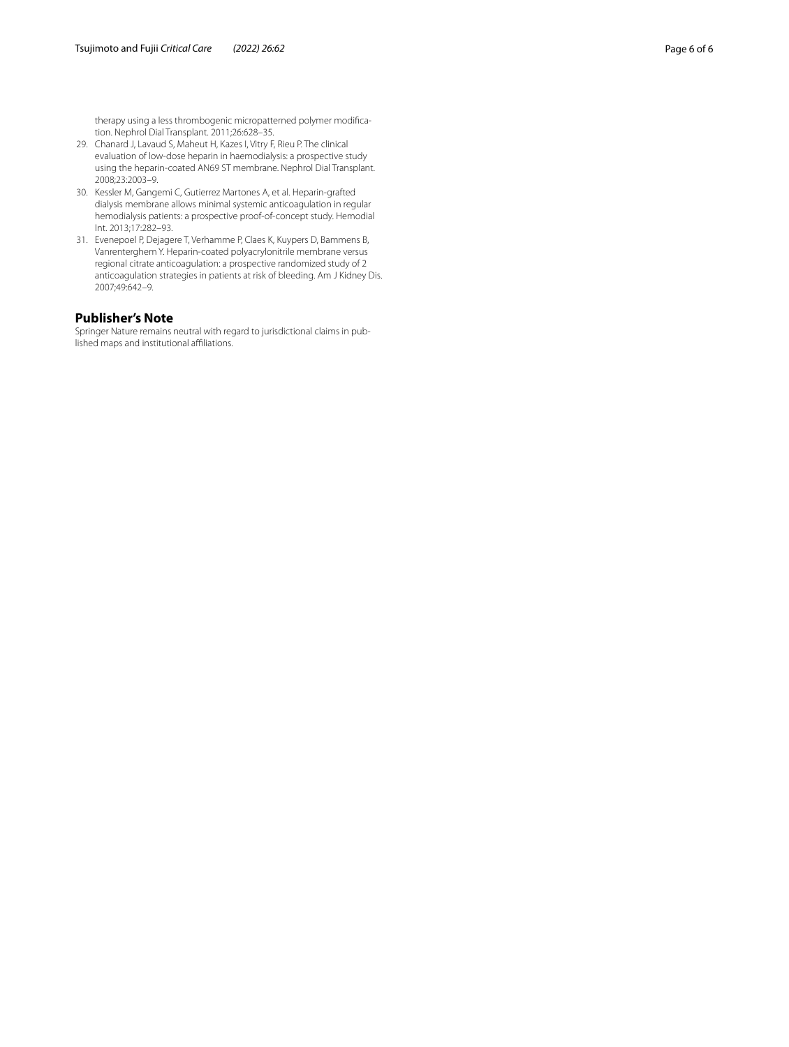therapy using a less thrombogenic micropatterned polymer modification. Nephrol Dial Transplant. 2011;26:628–35.

29. Chanard J, Lavaud S, Maheut H, Kazes I, Vitry F, Rieu P. The clinical evaluation of low-dose heparin in haemodialysis: a prospective study using the heparin-coated AN69 ST membrane. Nephrol Dial Transplant. 2008;23:2003–9.
30. Kessler M, Gangemi C, Gutierrez Martones A, et al. Heparin-grafted dialysis membrane allows minimal systemic anticoagulation in regular hemodialysis patients: a prospective proof-of-concept study. Hemodial Int. 2013;17:282–93.
31. Evenepoel P, Dejagere T, Verhamme P, Claes K, Kuypers D, Bammens B, Vanrenterghem Y. Heparin-coated polyacrylonitrile membrane versus regional citrate anticoagulation: a prospective randomized study of 2 anticoagulation strategies in patients at risk of bleeding. Am J Kidney Dis. 2007;49:642–9.

## Publisher's Note

Springer Nature remains neutral with regard to jurisdictional claims in published maps and institutional affiliations.